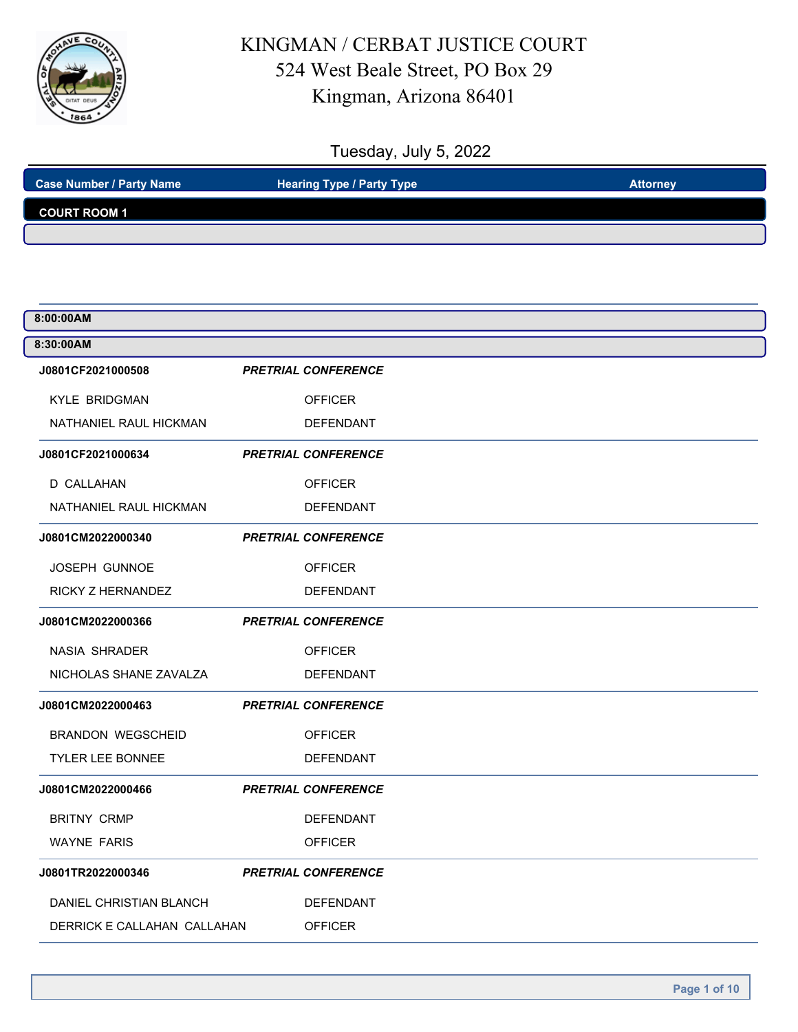# KINGMAN / CERBAT JUSTICE COURT

524 West Beale Street, PO Box 29
Kingman, Arizona 86401

Tuesday, July 5, 2022

| Case Number / Party Name | Hearing Type / Party Type | Attorney |
|---|---|---|

**COURT ROOM 1**

**8:00:00AM**

**8:30:00AM**

| Case Number / Party Name | Hearing Type / Party Type | Attorney |
|---|---|---|
| **J0801CF2021000508** | ***PRETRIAL CONFERENCE*** | |
| KYLE BRIDGMAN | OFFICER | |
| NATHANIEL RAUL HICKMAN | DEFENDANT | |
| **J0801CF2021000634** | ***PRETRIAL CONFERENCE*** | |
| D CALLAHAN | OFFICER | |
| NATHANIEL RAUL HICKMAN | DEFENDANT | |
| **J0801CM2022000340** | ***PRETRIAL CONFERENCE*** | |
| JOSEPH GUNNOE | OFFICER | |
| RICKY Z HERNANDEZ | DEFENDANT | |
| **J0801CM2022000366** | ***PRETRIAL CONFERENCE*** | |
| NASIA SHRADER | OFFICER | |
| NICHOLAS SHANE ZAVALZA | DEFENDANT | |
| **J0801CM2022000463** | ***PRETRIAL CONFERENCE*** | |
| BRANDON WEGSCHEID | OFFICER | |
| TYLER LEE BONNEE | DEFENDANT | |
| **J0801CM2022000466** | ***PRETRIAL CONFERENCE*** | |
| BRITNY CRMP | DEFENDANT | |
| WAYNE FARIS | OFFICER | |
| **J0801TR2022000346** | ***PRETRIAL CONFERENCE*** | |
| DANIEL CHRISTIAN BLANCH | DEFENDANT | |
| DERRICK E CALLAHAN CALLAHAN | OFFICER | |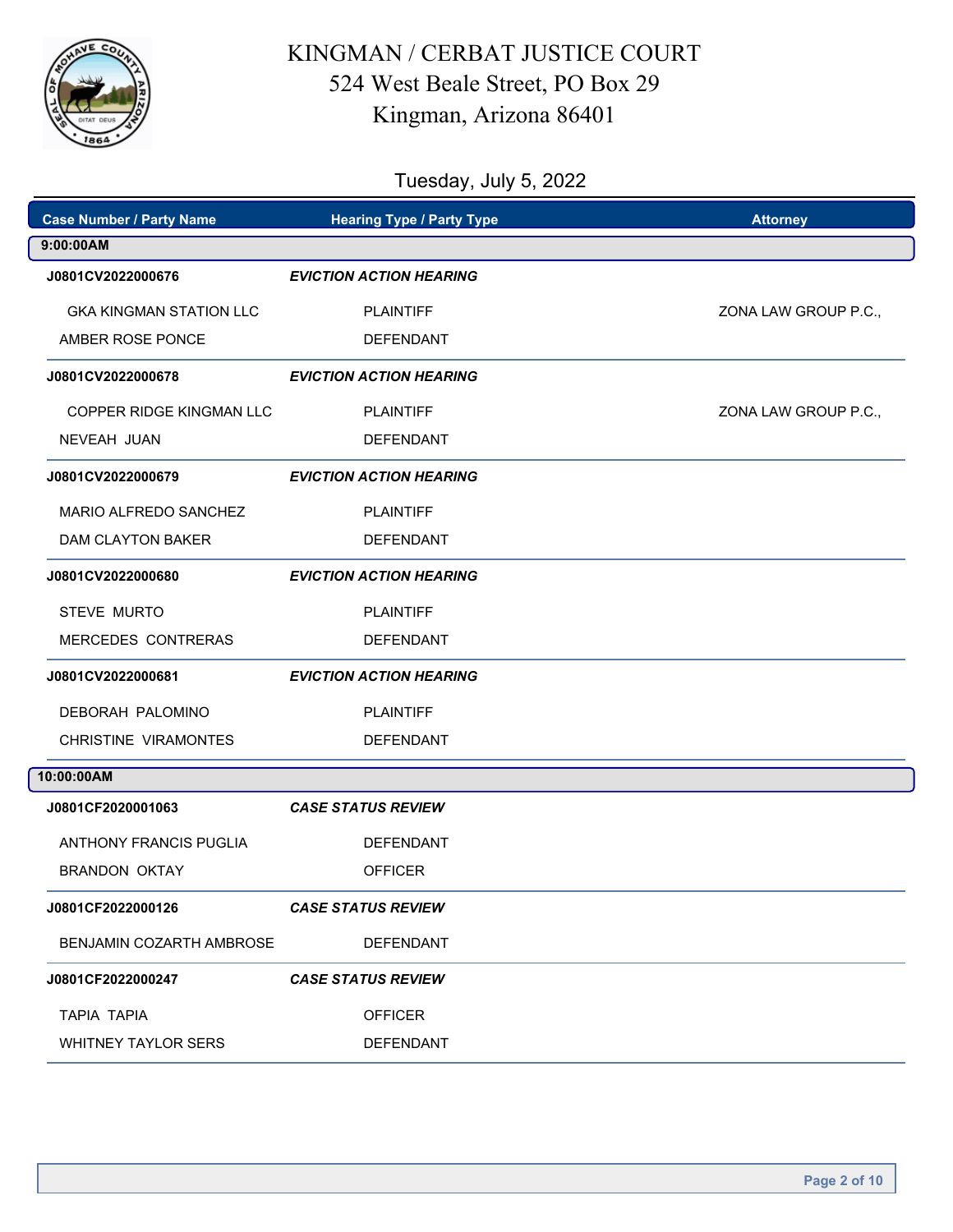# KINGMAN / CERBAT JUSTICE COURT
524 West Beale Street, PO Box 29
Kingman, Arizona 86401

## Tuesday, July 5, 2022

| Case Number / Party Name | Hearing Type / Party Type | Attorney |
|---|---|---|
| **9:00:00AM** | | |
| **J0801CV2022000676** | ***EVICTION ACTION HEARING*** | |
| GKA KINGMAN STATION LLC | PLAINTIFF | ZONA LAW GROUP P.C., |
| AMBER ROSE PONCE | DEFENDANT | |
| **J0801CV2022000678** | ***EVICTION ACTION HEARING*** | |
| COPPER RIDGE KINGMAN LLC | PLAINTIFF | ZONA LAW GROUP P.C., |
| NEVEAH JUAN | DEFENDANT | |
| **J0801CV2022000679** | ***EVICTION ACTION HEARING*** | |
| MARIO ALFREDO SANCHEZ | PLAINTIFF | |
| DAM CLAYTON BAKER | DEFENDANT | |
| **J0801CV2022000680** | ***EVICTION ACTION HEARING*** | |
| STEVE MURTO | PLAINTIFF | |
| MERCEDES CONTRERAS | DEFENDANT | |
| **J0801CV2022000681** | ***EVICTION ACTION HEARING*** | |
| DEBORAH PALOMINO | PLAINTIFF | |
| CHRISTINE VIRAMONTES | DEFENDANT | |
| **10:00:00AM** | | |
| **J0801CF2020001063** | ***CASE STATUS REVIEW*** | |
| ANTHONY FRANCIS PUGLIA | DEFENDANT | |
| BRANDON OKTAY | OFFICER | |
| **J0801CF2022000126** | ***CASE STATUS REVIEW*** | |
| BENJAMIN COZARTH AMBROSE | DEFENDANT | |
| **J0801CF2022000247** | ***CASE STATUS REVIEW*** | |
| TAPIA TAPIA | OFFICER | |
| WHITNEY TAYLOR SERS | DEFENDANT | |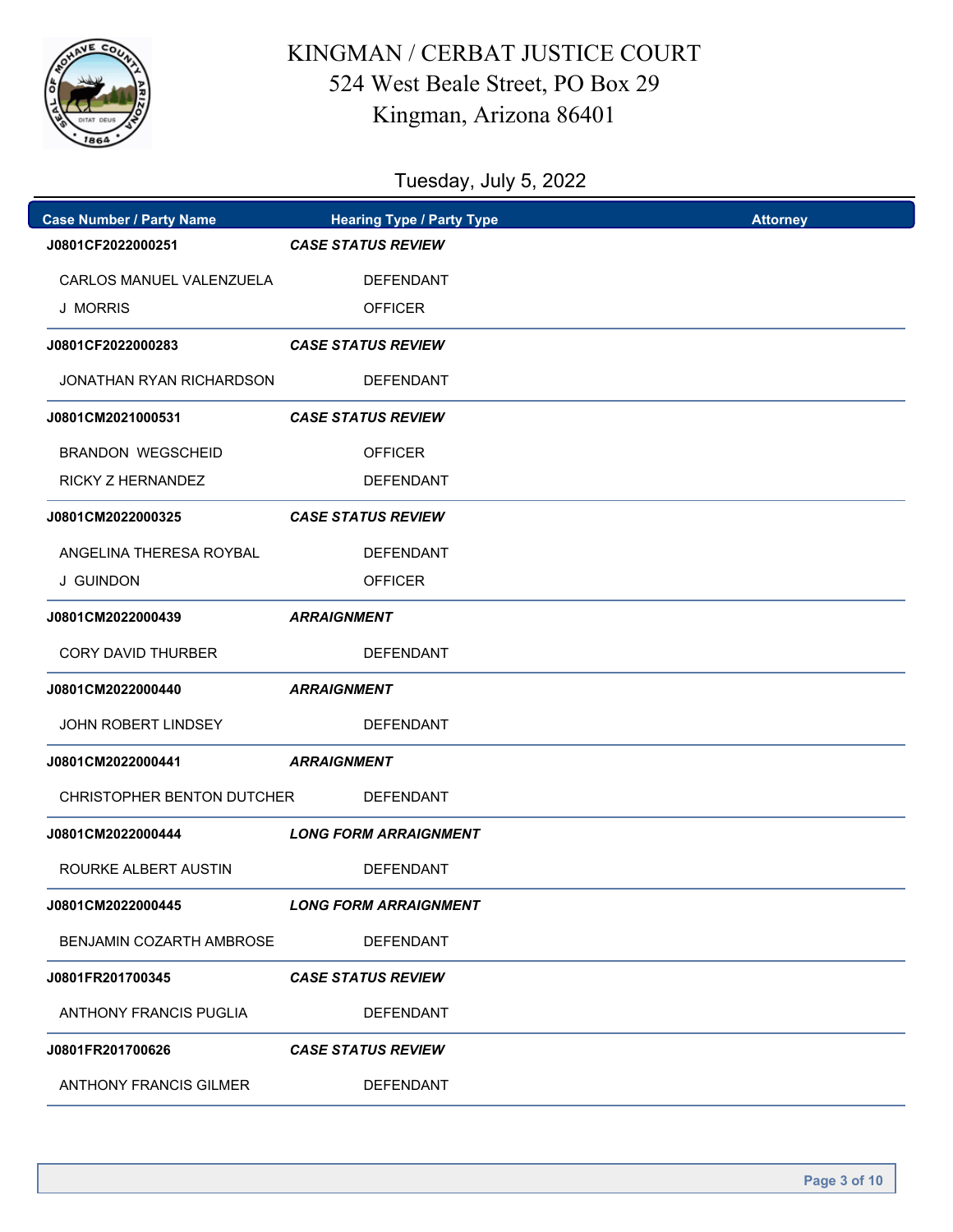# KINGMAN / CERBAT JUSTICE COURT

524 West Beale Street, PO Box 29

Kingman, Arizona 86401

Tuesday, July 5, 2022

| Case Number / Party Name | Hearing Type / Party Type | Attorney |
|---|---|---|
| **J0801CF2022000251** | ***CASE STATUS REVIEW*** | |
| CARLOS MANUEL VALENZUELA | DEFENDANT | |
| J MORRIS | OFFICER | |
| **J0801CF2022000283** | ***CASE STATUS REVIEW*** | |
| JONATHAN RYAN RICHARDSON | DEFENDANT | |
| **J0801CM2021000531** | ***CASE STATUS REVIEW*** | |
| BRANDON WEGSCHEID | OFFICER | |
| RICKY Z HERNANDEZ | DEFENDANT | |
| **J0801CM2022000325** | ***CASE STATUS REVIEW*** | |
| ANGELINA THERESA ROYBAL | DEFENDANT | |
| J GUINDON | OFFICER | |
| **J0801CM2022000439** | ***ARRAIGNMENT*** | |
| CORY DAVID THURBER | DEFENDANT | |
| **J0801CM2022000440** | ***ARRAIGNMENT*** | |
| JOHN ROBERT LINDSEY | DEFENDANT | |
| **J0801CM2022000441** | ***ARRAIGNMENT*** | |
| CHRISTOPHER BENTON DUTCHER | DEFENDANT | |
| **J0801CM2022000444** | ***LONG FORM ARRAIGNMENT*** | |
| ROURKE ALBERT AUSTIN | DEFENDANT | |
| **J0801CM2022000445** | ***LONG FORM ARRAIGNMENT*** | |
| BENJAMIN COZARTH AMBROSE | DEFENDANT | |
| **J0801FR201700345** | ***CASE STATUS REVIEW*** | |
| ANTHONY FRANCIS PUGLIA | DEFENDANT | |
| **J0801FR201700626** | ***CASE STATUS REVIEW*** | |
| ANTHONY FRANCIS GILMER | DEFENDANT | |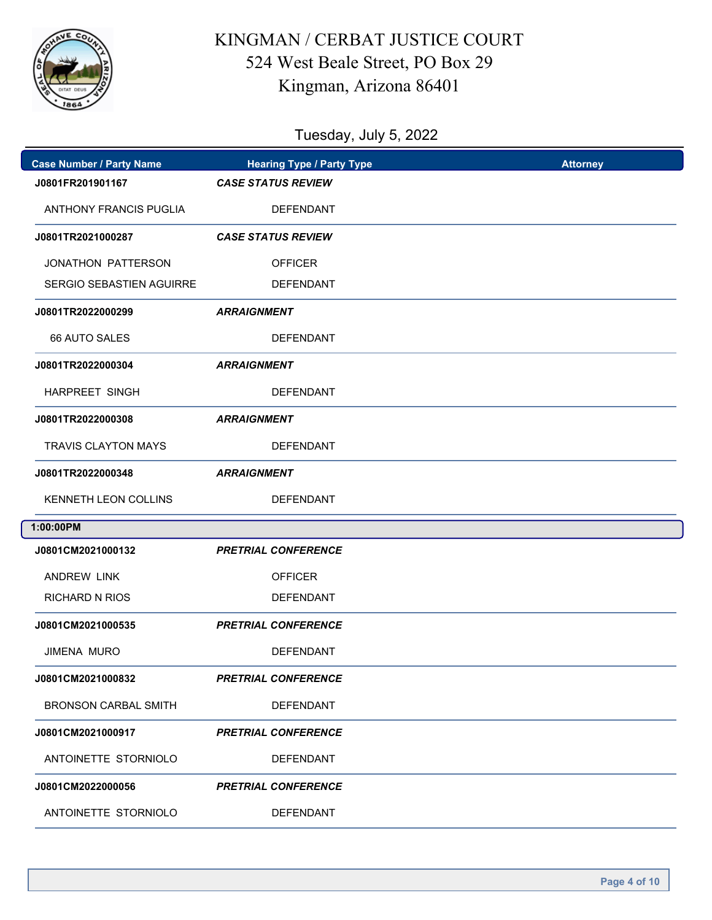# KINGMAN / CERBAT JUSTICE COURT

524 West Beale Street, PO Box 29
Kingman, Arizona 86401

## Tuesday, July 5, 2022

| Case Number / Party Name | Hearing Type / Party Type | Attorney |
|---|---|---|
| **J0801FR201901167** | ***CASE STATUS REVIEW*** | |
| ANTHONY FRANCIS PUGLIA | DEFENDANT | |
| **J0801TR2021000287** | ***CASE STATUS REVIEW*** | |
| JONATHON PATTERSON | OFFICER | |
| SERGIO SEBASTIEN AGUIRRE | DEFENDANT | |
| **J0801TR2022000299** | ***ARRAIGNMENT*** | |
| 66 AUTO SALES | DEFENDANT | |
| **J0801TR2022000304** | ***ARRAIGNMENT*** | |
| HARPREET SINGH | DEFENDANT | |
| **J0801TR2022000308** | ***ARRAIGNMENT*** | |
| TRAVIS CLAYTON MAYS | DEFENDANT | |
| **J0801TR2022000348** | ***ARRAIGNMENT*** | |
| KENNETH LEON COLLINS | DEFENDANT | |
| **1:00:00PM** | | |
| **J0801CM2021000132** | ***PRETRIAL CONFERENCE*** | |
| ANDREW LINK | OFFICER | |
| RICHARD N RIOS | DEFENDANT | |
| **J0801CM2021000535** | ***PRETRIAL CONFERENCE*** | |
| JIMENA MURO | DEFENDANT | |
| **J0801CM2021000832** | ***PRETRIAL CONFERENCE*** | |
| BRONSON CARBAL SMITH | DEFENDANT | |
| **J0801CM2021000917** | ***PRETRIAL CONFERENCE*** | |
| ANTOINETTE STORNIOLO | DEFENDANT | |
| **J0801CM2022000056** | ***PRETRIAL CONFERENCE*** | |
| ANTOINETTE STORNIOLO | DEFENDANT | |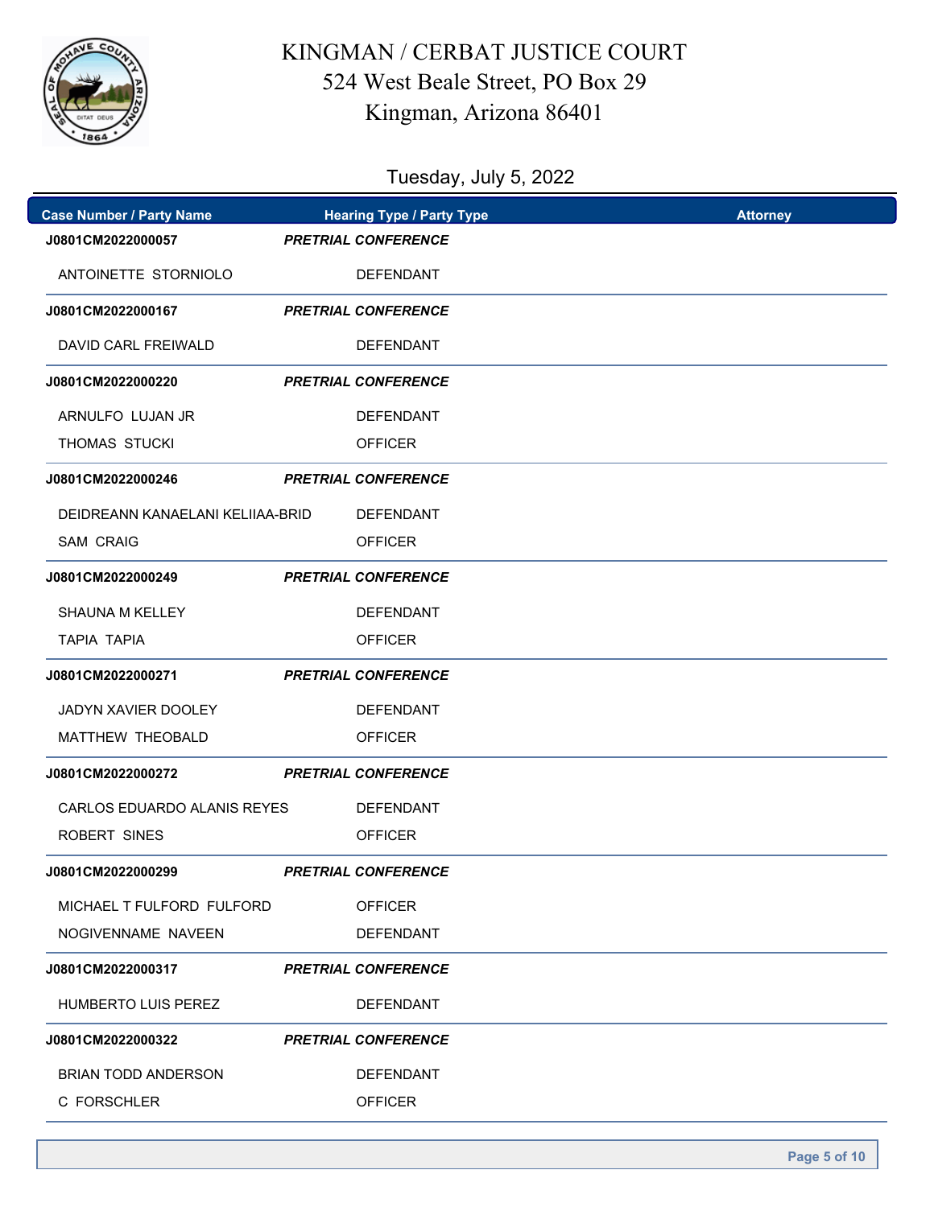# KINGMAN / CERBAT JUSTICE COURT
524 West Beale Street, PO Box 29
Kingman, Arizona 86401

Tuesday, July 5, 2022

| Case Number / Party Name | Hearing Type / Party Type | Attorney |
|---|---|---|
| **J0801CM2022000057** | ***PRETRIAL CONFERENCE*** | |
| ANTOINETTE STORNIOLO | DEFENDANT | |
| **J0801CM2022000167** | ***PRETRIAL CONFERENCE*** | |
| DAVID CARL FREIWALD | DEFENDANT | |
| **J0801CM2022000220** | ***PRETRIAL CONFERENCE*** | |
| ARNULFO LUJAN JR | DEFENDANT | |
| THOMAS STUCKI | OFFICER | |
| **J0801CM2022000246** | ***PRETRIAL CONFERENCE*** | |
| DEIDREANN KANAELANI KELIIAA-BRID | DEFENDANT | |
| SAM CRAIG | OFFICER | |
| **J0801CM2022000249** | ***PRETRIAL CONFERENCE*** | |
| SHAUNA M KELLEY | DEFENDANT | |
| TAPIA TAPIA | OFFICER | |
| **J0801CM2022000271** | ***PRETRIAL CONFERENCE*** | |
| JADYN XAVIER DOOLEY | DEFENDANT | |
| MATTHEW THEOBALD | OFFICER | |
| **J0801CM2022000272** | ***PRETRIAL CONFERENCE*** | |
| CARLOS EDUARDO ALANIS REYES | DEFENDANT | |
| ROBERT SINES | OFFICER | |
| **J0801CM2022000299** | ***PRETRIAL CONFERENCE*** | |
| MICHAEL T FULFORD FULFORD | OFFICER | |
| NOGIVENNAME NAVEEN | DEFENDANT | |
| **J0801CM2022000317** | ***PRETRIAL CONFERENCE*** | |
| HUMBERTO LUIS PEREZ | DEFENDANT | |
| **J0801CM2022000322** | ***PRETRIAL CONFERENCE*** | |
| BRIAN TODD ANDERSON | DEFENDANT | |
| C FORSCHLER | OFFICER | |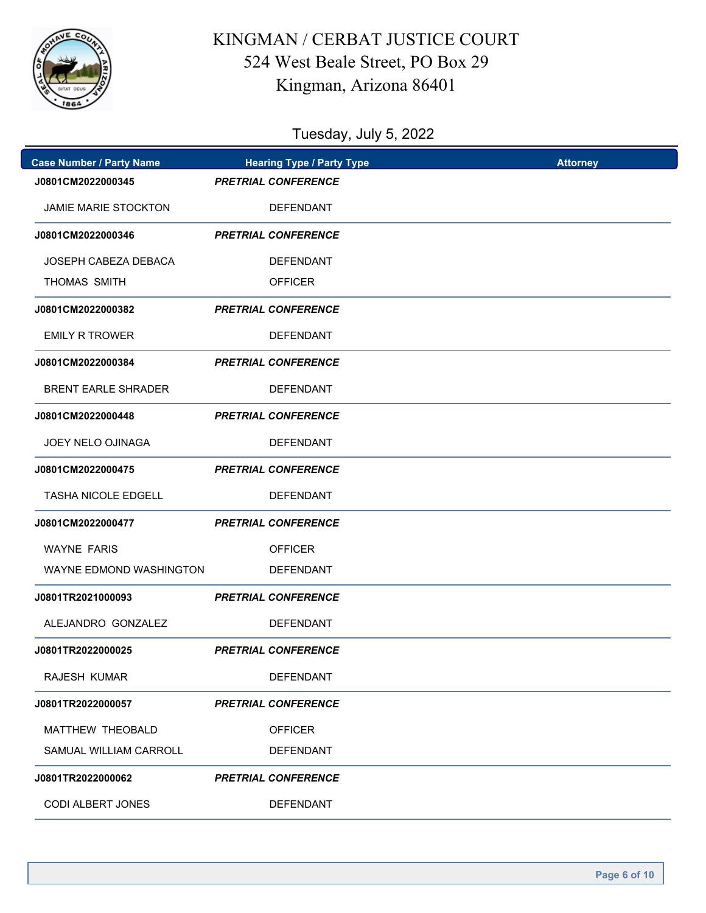# KINGMAN / CERBAT JUSTICE COURT

524 West Beale Street, PO Box 29
Kingman, Arizona 86401

## Tuesday, July 5, 2022

| Case Number / Party Name | Hearing Type / Party Type | Attorney |
|---|---|---|
| **J0801CM2022000345** | ***PRETRIAL CONFERENCE*** | |
| JAMIE MARIE STOCKTON | DEFENDANT | |
| **J0801CM2022000346** | ***PRETRIAL CONFERENCE*** | |
| JOSEPH CABEZA DEBACA | DEFENDANT | |
| THOMAS SMITH | OFFICER | |
| **J0801CM2022000382** | ***PRETRIAL CONFERENCE*** | |
| EMILY R TROWER | DEFENDANT | |
| **J0801CM2022000384** | ***PRETRIAL CONFERENCE*** | |
| BRENT EARLE SHRADER | DEFENDANT | |
| **J0801CM2022000448** | ***PRETRIAL CONFERENCE*** | |
| JOEY NELO OJINAGA | DEFENDANT | |
| **J0801CM2022000475** | ***PRETRIAL CONFERENCE*** | |
| TASHA NICOLE EDGELL | DEFENDANT | |
| **J0801CM2022000477** | ***PRETRIAL CONFERENCE*** | |
| WAYNE FARIS | OFFICER | |
| WAYNE EDMOND WASHINGTON | DEFENDANT | |
| **J0801TR2021000093** | ***PRETRIAL CONFERENCE*** | |
| ALEJANDRO GONZALEZ | DEFENDANT | |
| **J0801TR2022000025** | ***PRETRIAL CONFERENCE*** | |
| RAJESH KUMAR | DEFENDANT | |
| **J0801TR2022000057** | ***PRETRIAL CONFERENCE*** | |
| MATTHEW THEOBALD | OFFICER | |
| SAMUAL WILLIAM CARROLL | DEFENDANT | |
| **J0801TR2022000062** | ***PRETRIAL CONFERENCE*** | |
| CODI ALBERT JONES | DEFENDANT | |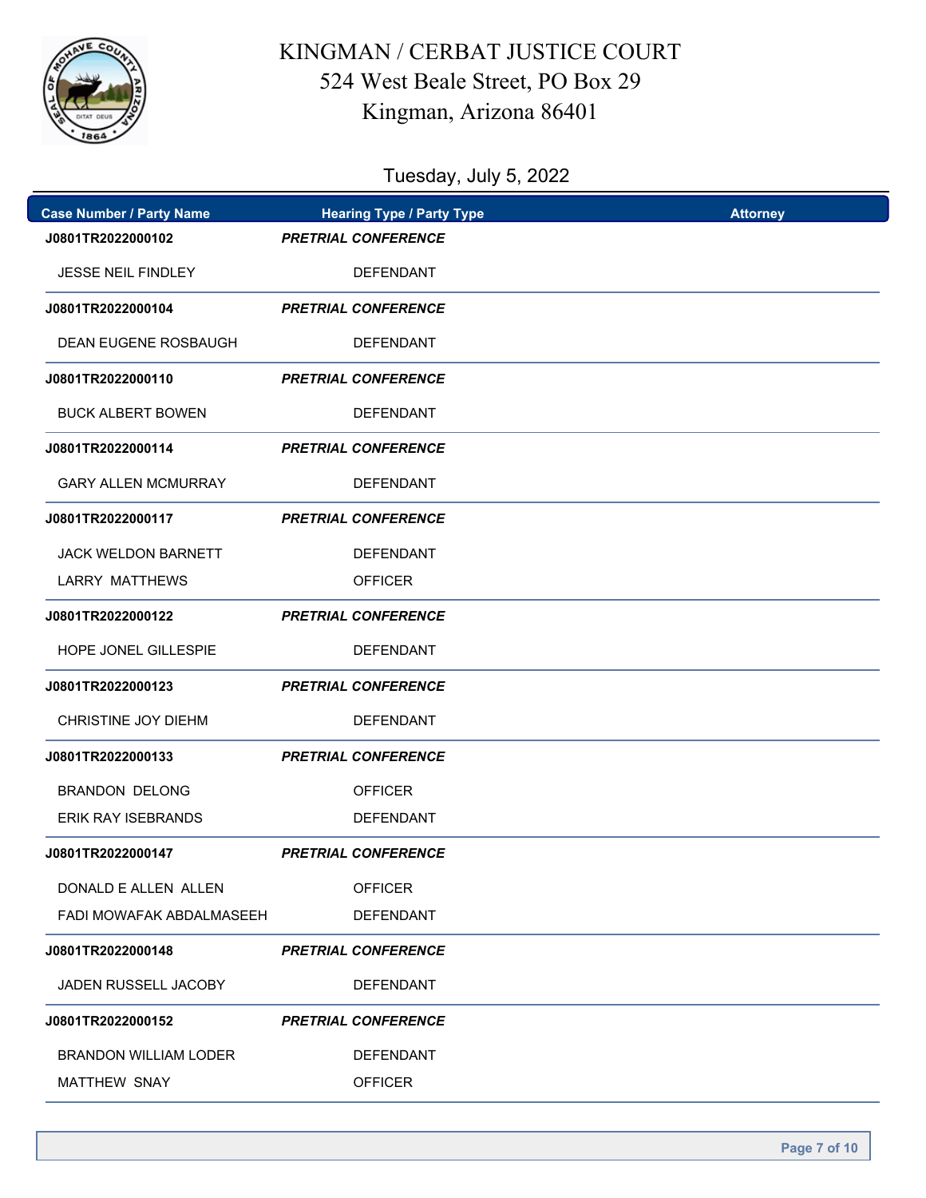# KINGMAN / CERBAT JUSTICE COURT
524 West Beale Street, PO Box 29
Kingman, Arizona 86401

## Tuesday, July 5, 2022

| Case Number / Party Name | Hearing Type / Party Type | Attorney |
|---|---|---|
| **J0801TR2022000102** | ***PRETRIAL CONFERENCE*** | |
| JESSE NEIL FINDLEY | DEFENDANT | |
| **J0801TR2022000104** | ***PRETRIAL CONFERENCE*** | |
| DEAN EUGENE ROSBAUGH | DEFENDANT | |
| **J0801TR2022000110** | ***PRETRIAL CONFERENCE*** | |
| BUCK ALBERT BOWEN | DEFENDANT | |
| **J0801TR2022000114** | ***PRETRIAL CONFERENCE*** | |
| GARY ALLEN MCMURRAY | DEFENDANT | |
| **J0801TR2022000117** | ***PRETRIAL CONFERENCE*** | |
| JACK WELDON BARNETT | DEFENDANT | |
| LARRY MATTHEWS | OFFICER | |
| **J0801TR2022000122** | ***PRETRIAL CONFERENCE*** | |
| HOPE JONEL GILLESPIE | DEFENDANT | |
| **J0801TR2022000123** | ***PRETRIAL CONFERENCE*** | |
| CHRISTINE JOY DIEHM | DEFENDANT | |
| **J0801TR2022000133** | ***PRETRIAL CONFERENCE*** | |
| BRANDON DELONG | OFFICER | |
| ERIK RAY ISEBRANDS | DEFENDANT | |
| **J0801TR2022000147** | ***PRETRIAL CONFERENCE*** | |
| DONALD E ALLEN ALLEN | OFFICER | |
| FADI MOWAFAK ABDALMASEEH | DEFENDANT | |
| **J0801TR2022000148** | ***PRETRIAL CONFERENCE*** | |
| JADEN RUSSELL JACOBY | DEFENDANT | |
| **J0801TR2022000152** | ***PRETRIAL CONFERENCE*** | |
| BRANDON WILLIAM LODER | DEFENDANT | |
| MATTHEW SNAY | OFFICER | |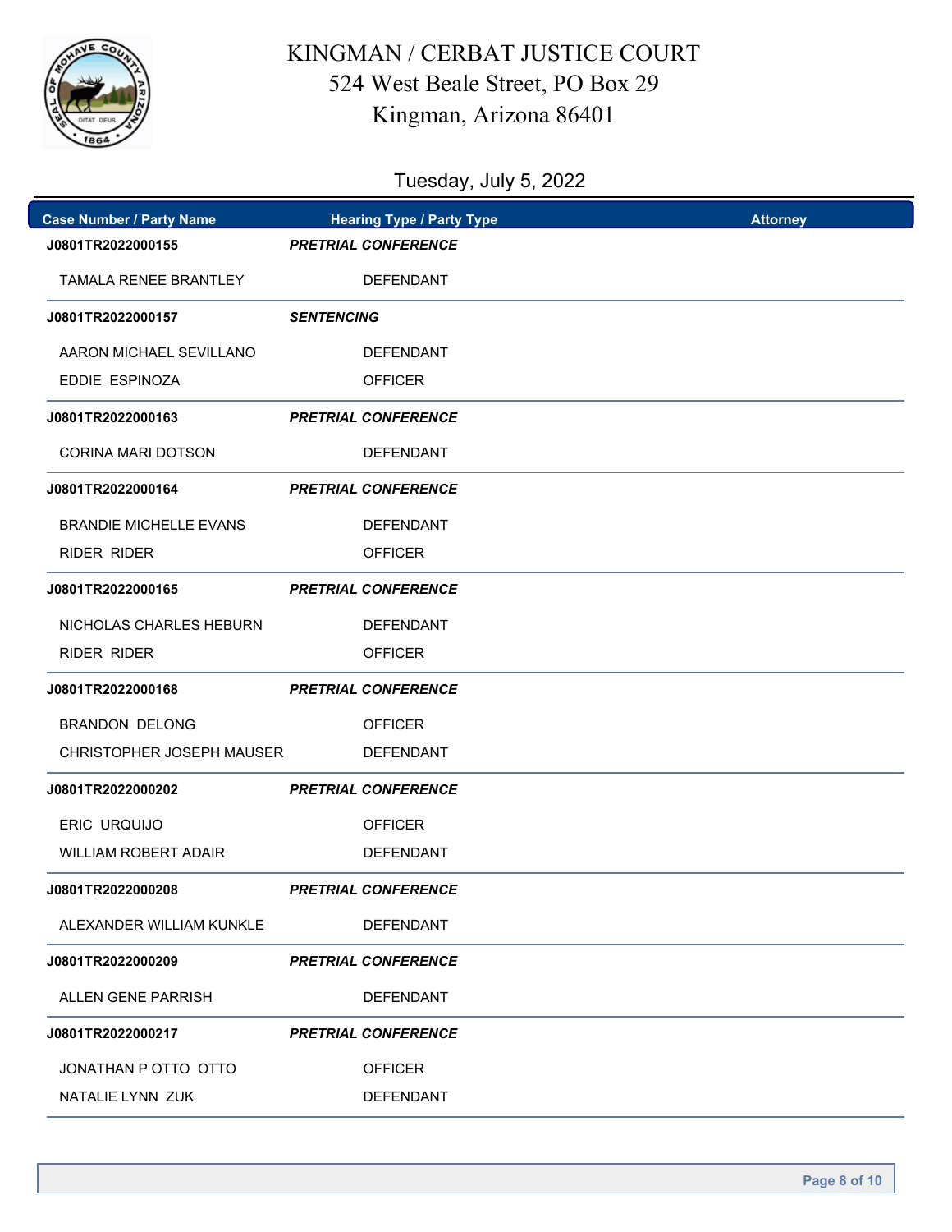# KINGMAN / CERBAT JUSTICE COURT
524 West Beale Street, PO Box 29
Kingman, Arizona 86401

Tuesday, July 5, 2022

| Case Number / Party Name | Hearing Type / Party Type | Attorney |
|---|---|---|
| **J0801TR2022000155** | ***PRETRIAL CONFERENCE*** | |
| TAMALA RENEE BRANTLEY | DEFENDANT | |
| **J0801TR2022000157** | ***SENTENCING*** | |
| AARON MICHAEL SEVILLANO | DEFENDANT | |
| EDDIE ESPINOZA | OFFICER | |
| **J0801TR2022000163** | ***PRETRIAL CONFERENCE*** | |
| CORINA MARI DOTSON | DEFENDANT | |
| **J0801TR2022000164** | ***PRETRIAL CONFERENCE*** | |
| BRANDIE MICHELLE EVANS | DEFENDANT | |
| RIDER RIDER | OFFICER | |
| **J0801TR2022000165** | ***PRETRIAL CONFERENCE*** | |
| NICHOLAS CHARLES HEBURN | DEFENDANT | |
| RIDER RIDER | OFFICER | |
| **J0801TR2022000168** | ***PRETRIAL CONFERENCE*** | |
| BRANDON DELONG | OFFICER | |
| CHRISTOPHER JOSEPH MAUSER | DEFENDANT | |
| **J0801TR2022000202** | ***PRETRIAL CONFERENCE*** | |
| ERIC URQUIJO | OFFICER | |
| WILLIAM ROBERT ADAIR | DEFENDANT | |
| **J0801TR2022000208** | ***PRETRIAL CONFERENCE*** | |
| ALEXANDER WILLIAM KUNKLE | DEFENDANT | |
| **J0801TR2022000209** | ***PRETRIAL CONFERENCE*** | |
| ALLEN GENE PARRISH | DEFENDANT | |
| **J0801TR2022000217** | ***PRETRIAL CONFERENCE*** | |
| JONATHAN P OTTO OTTO | OFFICER | |
| NATALIE LYNN ZUK | DEFENDANT | |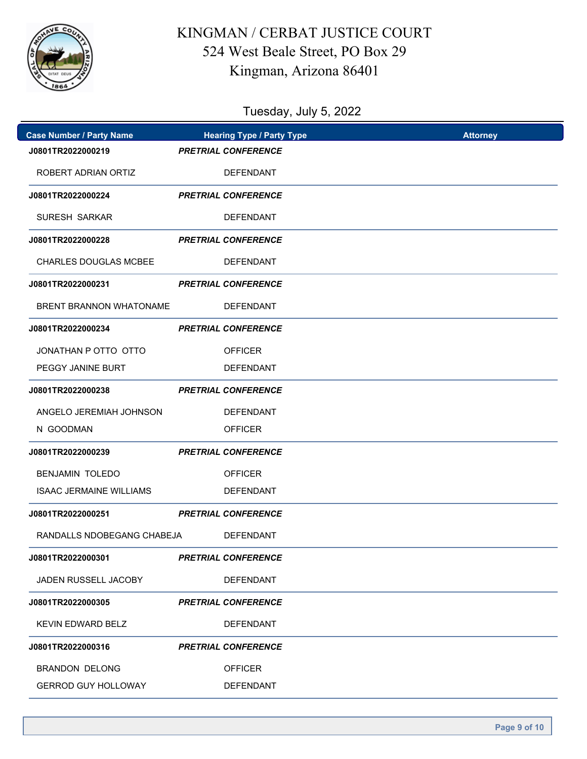# KINGMAN / CERBAT JUSTICE COURT

524 West Beale Street, PO Box 29
Kingman, Arizona 86401

Tuesday, July 5, 2022

| Case Number / Party Name | Hearing Type / Party Type | Attorney |
|---|---|---|
| **J0801TR2022000219** | ***PRETRIAL CONFERENCE*** | |
| ROBERT ADRIAN ORTIZ | DEFENDANT | |
| **J0801TR2022000224** | ***PRETRIAL CONFERENCE*** | |
| SURESH SARKAR | DEFENDANT | |
| **J0801TR2022000228** | ***PRETRIAL CONFERENCE*** | |
| CHARLES DOUGLAS MCBEE | DEFENDANT | |
| **J0801TR2022000231** | ***PRETRIAL CONFERENCE*** | |
| BRENT BRANNON WHATONAME | DEFENDANT | |
| **J0801TR2022000234** | ***PRETRIAL CONFERENCE*** | |
| JONATHAN P OTTO OTTO | OFFICER | |
| PEGGY JANINE BURT | DEFENDANT | |
| **J0801TR2022000238** | ***PRETRIAL CONFERENCE*** | |
| ANGELO JEREMIAH JOHNSON | DEFENDANT | |
| N GOODMAN | OFFICER | |
| **J0801TR2022000239** | ***PRETRIAL CONFERENCE*** | |
| BENJAMIN TOLEDO | OFFICER | |
| ISAAC JERMAINE WILLIAMS | DEFENDANT | |
| **J0801TR2022000251** | ***PRETRIAL CONFERENCE*** | |
| RANDALLS NDOBEGANG CHABEJA | DEFENDANT | |
| **J0801TR2022000301** | ***PRETRIAL CONFERENCE*** | |
| JADEN RUSSELL JACOBY | DEFENDANT | |
| **J0801TR2022000305** | ***PRETRIAL CONFERENCE*** | |
| KEVIN EDWARD BELZ | DEFENDANT | |
| **J0801TR2022000316** | ***PRETRIAL CONFERENCE*** | |
| BRANDON DELONG | OFFICER | |
| GERROD GUY HOLLOWAY | DEFENDANT | |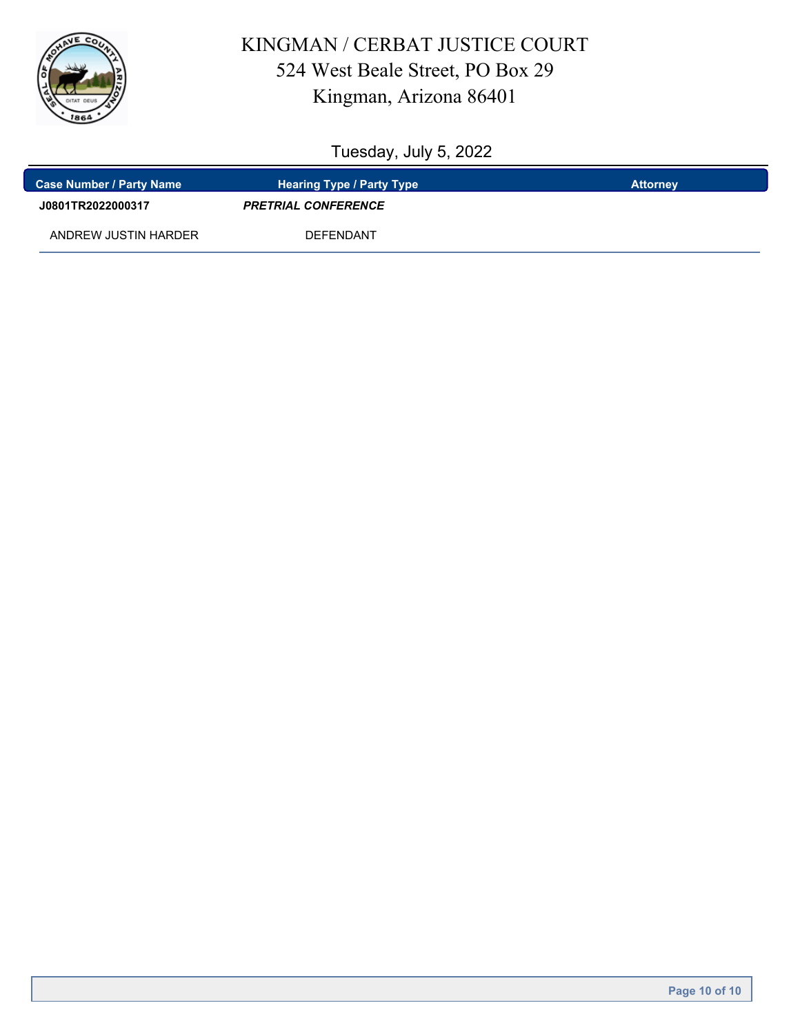# KINGMAN / CERBAT JUSTICE COURT

524 West Beale Street, PO Box 29

Kingman, Arizona 86401

Tuesday, July 5, 2022

| Case Number / Party Name | Hearing Type / Party Type | Attorney |
| --- | --- | --- |
| **J0801TR2022000317** | ***PRETRIAL CONFERENCE*** | |
| ANDREW JUSTIN HARDER | DEFENDANT | |